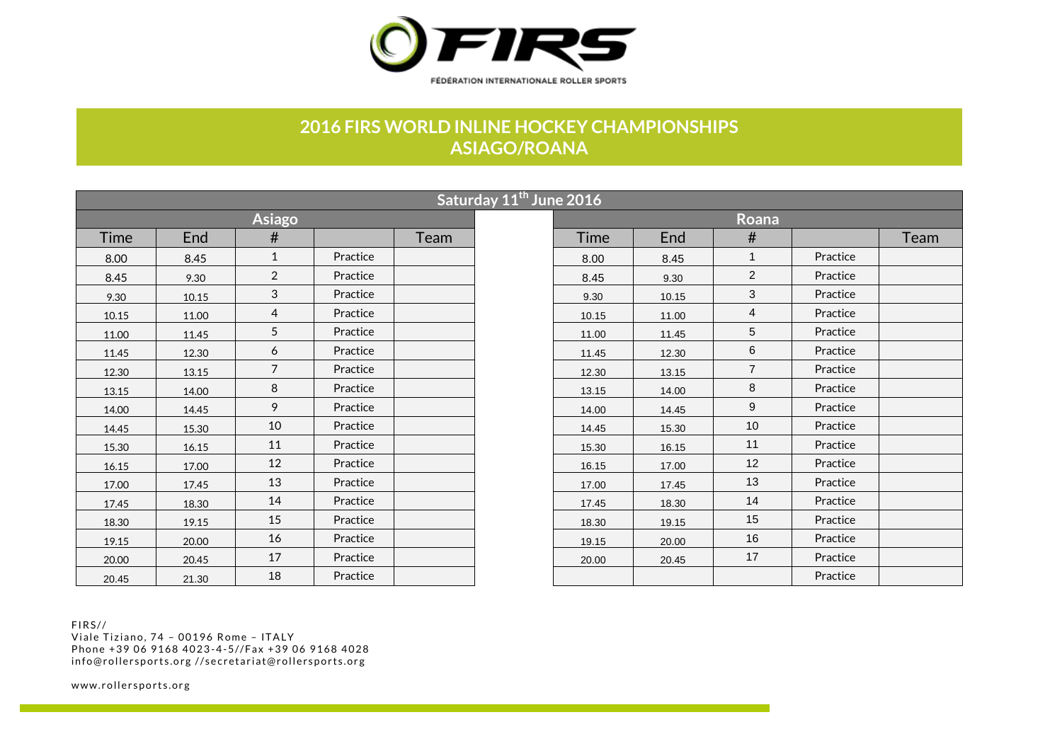FÉDÉRATION INTERNATIONALE ROLLER SPORTS

# 2016 FIRS WORLD INLINE HOCKEY CHAMPIONSHIPS
# ASIAGO/ROANA

## Saturday 11th June 2016

| Asiago | | | | | | Roana | | | | |
|---|---|---|---|---|---|---|---|---|---|---|
| Time | End | # | | Team | | Time | End | # | | Team |
| 8.00 | 8.45 | 1 | Practice | | | 8.00 | 8.45 | 1 | Practice | |
| 8.45 | 9.30 | 2 | Practice | | | 8.45 | 9.30 | 2 | Practice | |
| 9.30 | 10.15 | 3 | Practice | | | 9.30 | 10.15 | 3 | Practice | |
| 10.15 | 11.00 | 4 | Practice | | | 10.15 | 11.00 | 4 | Practice | |
| 11.00 | 11.45 | 5 | Practice | | | 11.00 | 11.45 | 5 | Practice | |
| 11.45 | 12.30 | 6 | Practice | | | 11.45 | 12.30 | 6 | Practice | |
| 12.30 | 13.15 | 7 | Practice | | | 12.30 | 13.15 | 7 | Practice | |
| 13.15 | 14.00 | 8 | Practice | | | 13.15 | 14.00 | 8 | Practice | |
| 14.00 | 14.45 | 9 | Practice | | | 14.00 | 14.45 | 9 | Practice | |
| 14.45 | 15.30 | 10 | Practice | | | 14.45 | 15.30 | 10 | Practice | |
| 15.30 | 16.15 | 11 | Practice | | | 15.30 | 16.15 | 11 | Practice | |
| 16.15 | 17.00 | 12 | Practice | | | 16.15 | 17.00 | 12 | Practice | |
| 17.00 | 17.45 | 13 | Practice | | | 17.00 | 17.45 | 13 | Practice | |
| 17.45 | 18.30 | 14 | Practice | | | 17.45 | 18.30 | 14 | Practice | |
| 18.30 | 19.15 | 15 | Practice | | | 18.30 | 19.15 | 15 | Practice | |
| 19.15 | 20.00 | 16 | Practice | | | 19.15 | 20.00 | 16 | Practice | |
| 20.00 | 20.45 | 17 | Practice | | | 20.00 | 20.45 | 17 | Practice | |
| 20.45 | 21.30 | 18 | Practice | | | | | | Practice | |

FIRS//
Viale Tiziano, 74 – 00196 Rome – ITALY
Phone +39 06 9168 4023-4-5//Fax +39 06 9168 4028
info@rollersports.org //secretariat@rollersports.org

www.rollersports.org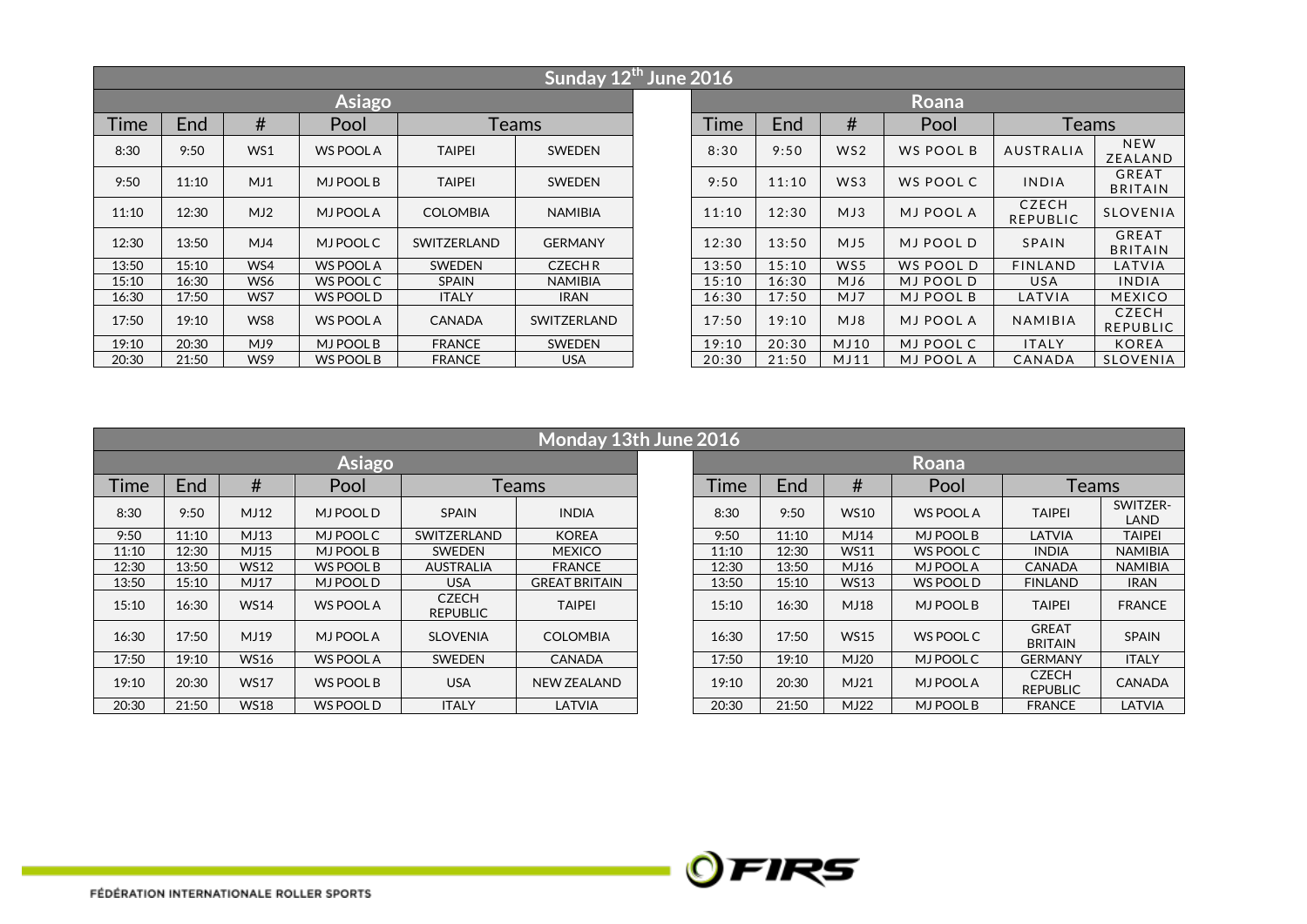## Sunday 12th June 2016

| Asiago | | | | | | | Roana | | | | | |
|---|---|---|---|---|---|---|---|---|---|---|---|---|
| Time | End | # | Pool | Teams | | | Time | End | # | Pool | Teams | |
| 8:30 | 9:50 | WS1 | WS POOL A | TAIPEI | SWEDEN | | 8:30 | 9:50 | WS2 | WS POOL B | AUSTRALIA | NEW ZEALAND |
| 9:50 | 11:10 | MJ1 | MJ POOL B | TAIPEI | SWEDEN | | 9:50 | 11:10 | WS3 | WS POOL C | INDIA | GREAT BRITAIN |
| 11:10 | 12:30 | MJ2 | MJ POOL A | COLOMBIA | NAMIBIA | | 11:10 | 12:30 | MJ3 | MJ POOL A | CZECH REPUBLIC | SLOVENIA |
| 12:30 | 13:50 | MJ4 | MJ POOL C | SWITZERLAND | GERMANY | | 12:30 | 13:50 | MJ5 | MJ POOL D | SPAIN | GREAT BRITAIN |
| 13:50 | 15:10 | WS4 | WS POOL A | SWEDEN | CZECH R | | 13:50 | 15:10 | WS5 | WS POOL D | FINLAND | LATVIA |
| 15:10 | 16:30 | WS6 | WS POOL C | SPAIN | NAMIBIA | | 15:10 | 16:30 | MJ6 | MJ POOL D | USA | INDIA |
| 16:30 | 17:50 | WS7 | WS POOL D | ITALY | IRAN | | 16:30 | 17:50 | MJ7 | MJ POOL B | LATVIA | MEXICO |
| 17:50 | 19:10 | WS8 | WS POOL A | CANADA | SWITZERLAND | | 17:50 | 19:10 | MJ8 | MJ POOL A | NAMIBIA | CZECH REPUBLIC |
| 19:10 | 20:30 | MJ9 | MJ POOL B | FRANCE | SWEDEN | | 19:10 | 20:30 | MJ10 | MJ POOL C | ITALY | KOREA |
| 20:30 | 21:50 | WS9 | WS POOL B | FRANCE | USA | | 20:30 | 21:50 | MJ11 | MJ POOL A | CANADA | SLOVENIA |

## Monday 13th June 2016

| Asiago | | | | | | | Roana | | | | | |
|---|---|---|---|---|---|---|---|---|---|---|---|---|
| Time | End | # | Pool | Teams | | | Time | End | # | Pool | Teams | |
| 8:30 | 9:50 | MJ12 | MJ POOL D | SPAIN | INDIA | | 8:30 | 9:50 | WS10 | WS POOL A | TAIPEI | SWITZER-LAND |
| 9:50 | 11:10 | MJ13 | MJ POOL C | SWITZERLAND | KOREA | | 9:50 | 11:10 | MJ14 | MJ POOL B | LATVIA | TAIPEI |
| 11:10 | 12:30 | MJ15 | MJ POOL B | SWEDEN | MEXICO | | 11:10 | 12:30 | WS11 | WS POOL C | INDIA | NAMIBIA |
| 12:30 | 13:50 | WS12 | WS POOL B | AUSTRALIA | FRANCE | | 12:30 | 13:50 | MJ16 | MJ POOL A | CANADA | NAMIBIA |
| 13:50 | 15:10 | MJ17 | MJ POOL D | USA | GREAT BRITAIN | | 13:50 | 15:10 | WS13 | WS POOL D | FINLAND | IRAN |
| 15:10 | 16:30 | WS14 | WS POOL A | CZECH REPUBLIC | TAIPEI | | 15:10 | 16:30 | MJ18 | MJ POOL B | TAIPEI | FRANCE |
| 16:30 | 17:50 | MJ19 | MJ POOL A | SLOVENIA | COLOMBIA | | 16:30 | 17:50 | WS15 | WS POOL C | GREAT BRITAIN | SPAIN |
| 17:50 | 19:10 | WS16 | WS POOL A | SWEDEN | CANADA | | 17:50 | 19:10 | MJ20 | MJ POOL C | GERMANY | ITALY |
| 19:10 | 20:30 | WS17 | WS POOL B | USA | NEW ZEALAND | | 19:10 | 20:30 | MJ21 | MJ POOL A | CZECH REPUBLIC | CANADA |
| 20:30 | 21:50 | WS18 | WS POOL D | ITALY | LATVIA | | 20:30 | 21:50 | MJ22 | MJ POOL B | FRANCE | LATVIA |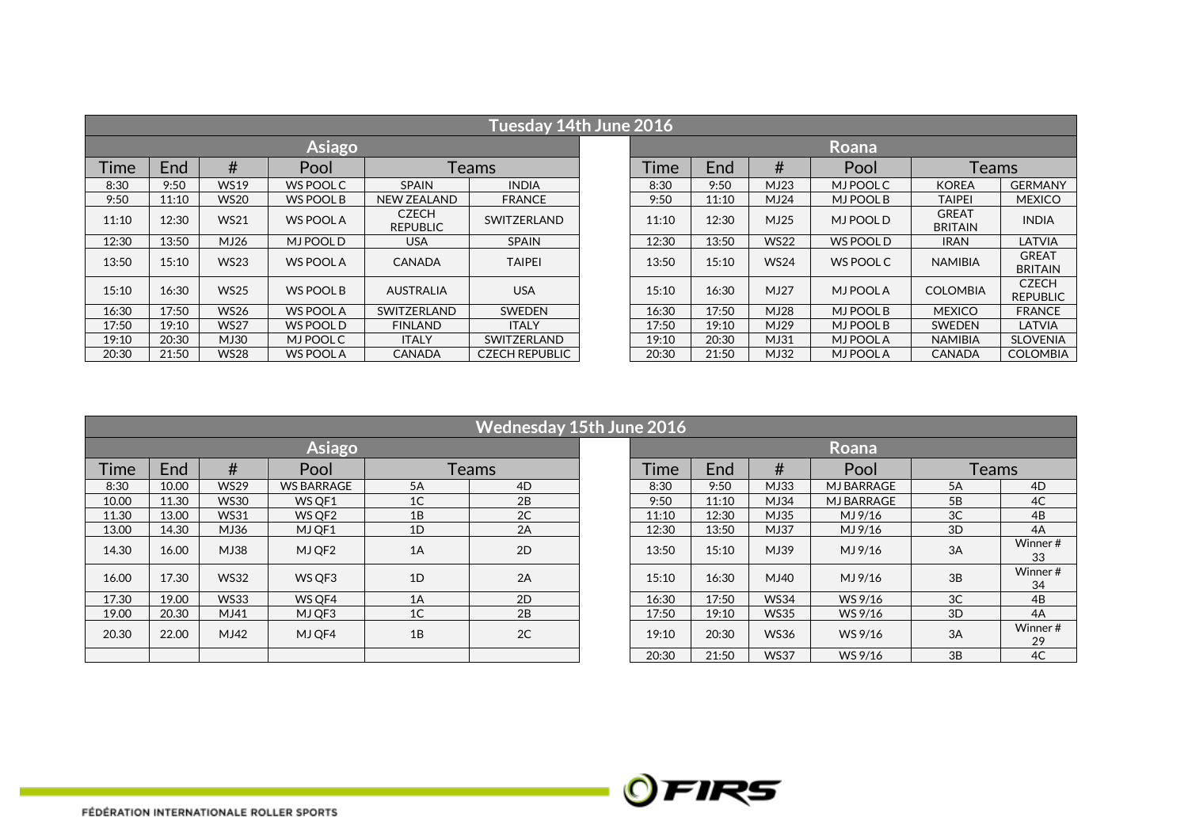## Tuesday 14th June 2016

### Asiago

| Time | End | # | Pool | Teams | |
|---|---|---|---|---|---|
| 8:30 | 9:50 | WS19 | WS POOL C | SPAIN | INDIA |
| 9:50 | 11:10 | WS20 | WS POOL B | NEW ZEALAND | FRANCE |
| 11:10 | 12:30 | WS21 | WS POOL A | CZECH REPUBLIC | SWITZERLAND |
| 12:30 | 13:50 | MJ26 | MJ POOL D | USA | SPAIN |
| 13:50 | 15:10 | WS23 | WS POOL A | CANADA | TAIPEI |
| 15:10 | 16:30 | WS25 | WS POOL B | AUSTRALIA | USA |
| 16:30 | 17:50 | WS26 | WS POOL A | SWITZERLAND | SWEDEN |
| 17:50 | 19:10 | WS27 | WS POOL D | FINLAND | ITALY |
| 19:10 | 20:30 | MJ30 | MJ POOL C | ITALY | SWITZERLAND |
| 20:30 | 21:50 | WS28 | WS POOL A | CANADA | CZECH REPUBLIC |

### Roana

| Time | End | # | Pool | Teams | |
|---|---|---|---|---|---|
| 8:30 | 9:50 | MJ23 | MJ POOL C | KOREA | GERMANY |
| 9:50 | 11:10 | MJ24 | MJ POOL B | TAIPEI | MEXICO |
| 11:10 | 12:30 | MJ25 | MJ POOL D | GREAT BRITAIN | INDIA |
| 12:30 | 13:50 | WS22 | WS POOL D | IRAN | LATVIA |
| 13:50 | 15:10 | WS24 | WS POOL C | NAMIBIA | GREAT BRITAIN |
| 15:10 | 16:30 | MJ27 | MJ POOL A | COLOMBIA | CZECH REPUBLIC |
| 16:30 | 17:50 | MJ28 | MJ POOL B | MEXICO | FRANCE |
| 17:50 | 19:10 | MJ29 | MJ POOL B | SWEDEN | LATVIA |
| 19:10 | 20:30 | MJ31 | MJ POOL A | NAMIBIA | SLOVENIA |
| 20:30 | 21:50 | MJ32 | MJ POOL A | CANADA | COLOMBIA |

## Wednesday 15th June 2016

### Asiago

| Time | End | # | Pool | Teams | |
|---|---|---|---|---|---|
| 8:30 | 10.00 | WS29 | WS BARRAGE | 5A | 4D |
| 10.00 | 11.30 | WS30 | WS QF1 | 1C | 2B |
| 11.30 | 13.00 | WS31 | WS QF2 | 1B | 2C |
| 13.00 | 14.30 | MJ36 | MJ QF1 | 1D | 2A |
| 14.30 | 16.00 | MJ38 | MJ QF2 | 1A | 2D |
| 16.00 | 17.30 | WS32 | WS QF3 | 1D | 2A |
| 17.30 | 19.00 | WS33 | WS QF4 | 1A | 2D |
| 19.00 | 20.30 | MJ41 | MJ QF3 | 1C | 2B |
| 20.30 | 22.00 | MJ42 | MJ QF4 | 1B | 2C |
| | | | | | |

### Roana

| Time | End | # | Pool | Teams | |
|---|---|---|---|---|---|
| 8:30 | 9:50 | MJ33 | MJ BARRAGE | 5A | 4D |
| 9:50 | 11:10 | MJ34 | MJ BARRAGE | 5B | 4C |
| 11:10 | 12:30 | MJ35 | MJ 9/16 | 3C | 4B |
| 12:30 | 13:50 | MJ37 | MJ 9/16 | 3D | 4A |
| 13:50 | 15:10 | MJ39 | MJ 9/16 | 3A | Winner # 33 |
| 15:10 | 16:30 | MJ40 | MJ 9/16 | 3B | Winner # 34 |
| 16:30 | 17:50 | WS34 | WS 9/16 | 3C | 4B |
| 17:50 | 19:10 | WS35 | WS 9/16 | 3D | 4A |
| 19:10 | 20:30 | WS36 | WS 9/16 | 3A | Winner # 29 |
| 20:30 | 21:50 | WS37 | WS 9/16 | 3B | 4C |

FÉDÉRATION INTERNATIONALE ROLLER SPORTS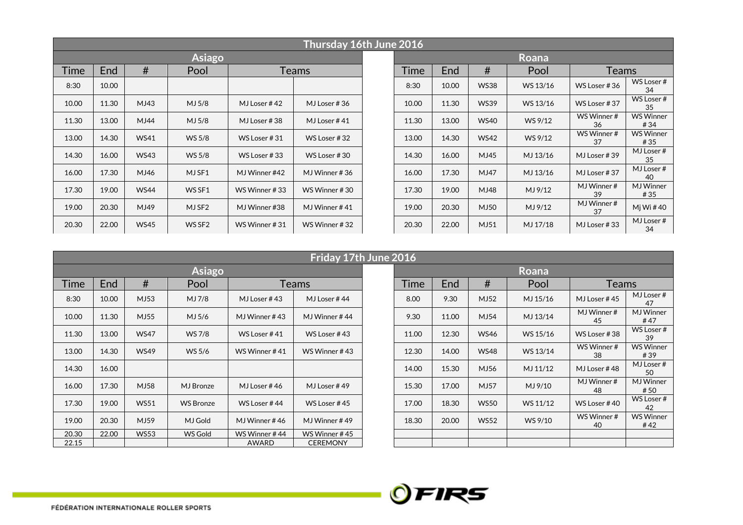## Thursday 16th June 2016

| Asiago | | | | | | | Roana | | | | | |
|---|---|---|---|---|---|---|---|---|---|---|---|---|
| Time | End | # | Pool | Teams | | | Time | End | # | Pool | Teams | |
| 8:30 | 10.00 | | | | | | 8:30 | 10.00 | WS38 | WS 13/16 | WS Loser # 36 | WS Loser # 34 |
| 10.00 | 11.30 | MJ43 | MJ 5/8 | MJ Loser # 42 | MJ Loser # 36 | | 10.00 | 11.30 | WS39 | WS 13/16 | WS Loser # 37 | WS Loser # 35 |
| 11.30 | 13.00 | MJ44 | MJ 5/8 | MJ Loser # 38 | MJ Loser # 41 | | 11.30 | 13.00 | WS40 | WS 9/12 | WS Winner # 36 | WS Winner # 34 |
| 13.00 | 14.30 | WS41 | WS 5/8 | WS Loser # 31 | WS Loser # 32 | | 13.00 | 14.30 | WS42 | WS 9/12 | WS Winner # 37 | WS Winner # 35 |
| 14.30 | 16.00 | WS43 | WS 5/8 | WS Loser # 33 | WS Loser # 30 | | 14.30 | 16.00 | MJ45 | MJ 13/16 | MJ Loser # 39 | MJ Loser # 35 |
| 16.00 | 17.30 | MJ46 | MJ SF1 | MJ Winner #42 | MJ Winner # 36 | | 16.00 | 17.30 | MJ47 | MJ 13/16 | MJ Loser # 37 | MJ Loser # 40 |
| 17.30 | 19.00 | WS44 | WS SF1 | WS Winner # 33 | WS Winner # 30 | | 17.30 | 19.00 | MJ48 | MJ 9/12 | MJ Winner # 39 | MJ Winner # 35 |
| 19.00 | 20.30 | MJ49 | MJ SF2 | MJ Winner #38 | MJ Winner # 41 | | 19.00 | 20.30 | MJ50 | MJ 9/12 | MJ Winner # 37 | Mj Wi # 40 |
| 20.30 | 22.00 | WS45 | WS SF2 | WS Winner # 31 | WS Winner # 32 | | 20.30 | 22.00 | MJ51 | MJ 17/18 | MJ Loser # 33 | MJ Loser # 34 |

## Friday 17th June 2016

| Asiago | | | | | | | Roana | | | | | |
|---|---|---|---|---|---|---|---|---|---|---|---|---|
| Time | End | # | Pool | Teams | | | Time | End | # | Pool | Teams | |
| 8:30 | 10.00 | MJ53 | MJ 7/8 | MJ Loser # 43 | MJ Loser # 44 | | 8.00 | 9.30 | MJ52 | MJ 15/16 | MJ Loser # 45 | MJ Loser # 47 |
| 10.00 | 11.30 | MJ55 | MJ 5/6 | MJ Winner # 43 | MJ Winner # 44 | | 9.30 | 11.00 | MJ54 | MJ 13/14 | MJ Winner # 45 | MJ Winner # 47 |
| 11.30 | 13.00 | WS47 | WS 7/8 | WS Loser # 41 | WS Loser # 43 | | 11.00 | 12.30 | WS46 | WS 15/16 | WS Loser # 38 | WS Loser # 39 |
| 13.00 | 14.30 | WS49 | WS 5/6 | WS Winner # 41 | WS Winner # 43 | | 12.30 | 14.00 | WS48 | WS 13/14 | WS Winner # 38 | WS Winner # 39 |
| 14.30 | 16.00 | | | | | | 14.00 | 15.30 | MJ56 | MJ 11/12 | MJ Loser # 48 | MJ Loser # 50 |
| 16.00 | 17.30 | MJ58 | MJ Bronze | MJ Loser # 46 | MJ Loser # 49 | | 15.30 | 17.00 | MJ57 | MJ 9/10 | MJ Winner # 48 | MJ Winner # 50 |
| 17.30 | 19.00 | WS51 | WS Bronze | WS Loser # 44 | WS Loser # 45 | | 17.00 | 18.30 | WS50 | WS 11/12 | WS Loser # 40 | WS Loser # 42 |
| 19.00 | 20.30 | MJ59 | MJ Gold | MJ Winner # 46 | MJ Winner # 49 | | 18.30 | 20.00 | WS52 | WS 9/10 | WS Winner # 40 | WS Winner # 42 |
| 20.30 | 22.00 | WS53 | WS Gold | WS Winner # 44 | WS Winner # 45 | | | | | | | |
| 22.15 | | | | AWARD | CEREMONY | | | | | | | |

FÉDÉRATION INTERNATIONALE ROLLER SPORTS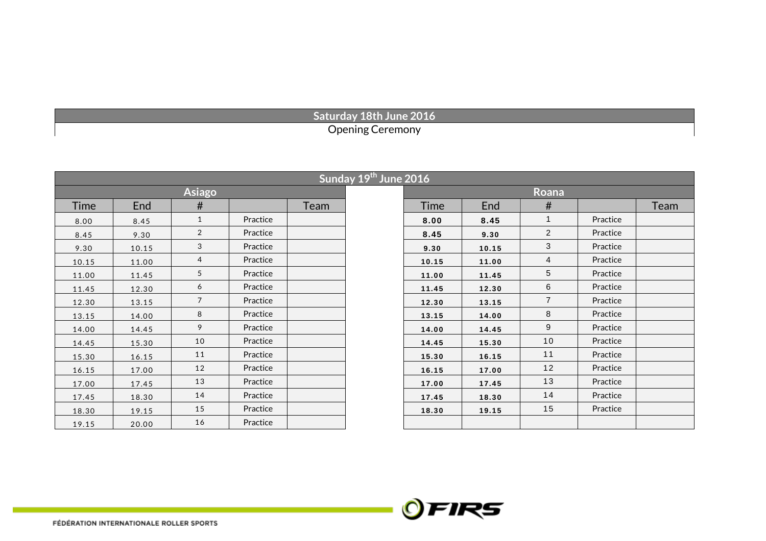| Saturday 18th June 2016 |
|---|
| Opening Ceremony |

| Sunday 19th June 2016 | | | | | | | | | | |
|---|---|---|---|---|---|---|---|---|---|---|
| Asiago | | | | | | Roana | | | | |
| Time | End | # | | Team | | Time | End | # | | Team |
| 8.00 | 8.45 | 1 | Practice | | | 8.00 | 8.45 | 1 | Practice | |
| 8.45 | 9.30 | 2 | Practice | | | 8.45 | 9.30 | 2 | Practice | |
| 9.30 | 10.15 | 3 | Practice | | | 9.30 | 10.15 | 3 | Practice | |
| 10.15 | 11.00 | 4 | Practice | | | 10.15 | 11.00 | 4 | Practice | |
| 11.00 | 11.45 | 5 | Practice | | | 11.00 | 11.45 | 5 | Practice | |
| 11.45 | 12.30 | 6 | Practice | | | 11.45 | 12.30 | 6 | Practice | |
| 12.30 | 13.15 | 7 | Practice | | | 12.30 | 13.15 | 7 | Practice | |
| 13.15 | 14.00 | 8 | Practice | | | 13.15 | 14.00 | 8 | Practice | |
| 14.00 | 14.45 | 9 | Practice | | | 14.00 | 14.45 | 9 | Practice | |
| 14.45 | 15.30 | 10 | Practice | | | 14.45 | 15.30 | 10 | Practice | |
| 15.30 | 16.15 | 11 | Practice | | | 15.30 | 16.15 | 11 | Practice | |
| 16.15 | 17.00 | 12 | Practice | | | 16.15 | 17.00 | 12 | Practice | |
| 17.00 | 17.45 | 13 | Practice | | | 17.00 | 17.45 | 13 | Practice | |
| 17.45 | 18.30 | 14 | Practice | | | 17.45 | 18.30 | 14 | Practice | |
| 18.30 | 19.15 | 15 | Practice | | | 18.30 | 19.15 | 15 | Practice | |
| 19.15 | 20.00 | 16 | Practice | | | | | | | |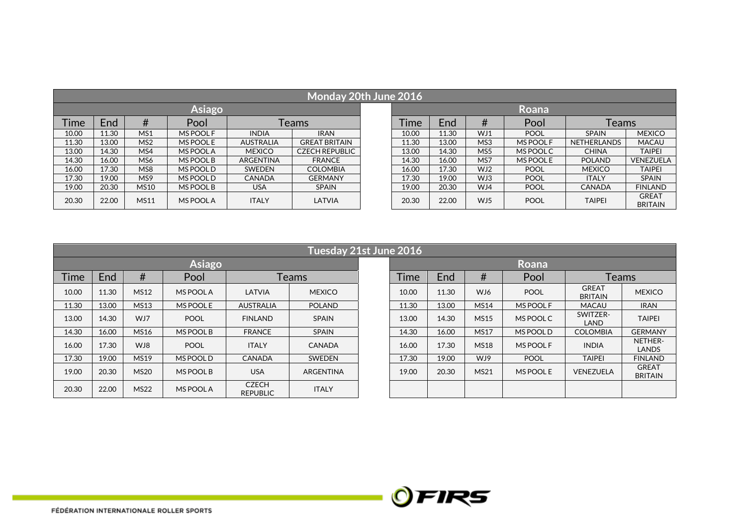## Monday 20th June 2016

### Asiago

| Time | End | # | Pool | Teams | |
|---|---|---|---|---|---|
| 10.00 | 11.30 | MS1 | MS POOL F | INDIA | IRAN |
| 11.30 | 13.00 | MS2 | MS POOL E | AUSTRALIA | GREAT BRITAIN |
| 13.00 | 14.30 | MS4 | MS POOL A | MEXICO | CZECH REPUBLIC |
| 14.30 | 16.00 | MS6 | MS POOL B | ARGENTINA | FRANCE |
| 16.00 | 17.30 | MS8 | MS POOL D | SWEDEN | COLOMBIA |
| 17.30 | 19.00 | MS9 | MS POOL D | CANADA | GERMANY |
| 19.00 | 20.30 | MS10 | MS POOL B | USA | SPAIN |
| 20.30 | 22.00 | MS11 | MS POOL A | ITALY | LATVIA |

### Roana

| Time | End | # | Pool | Teams | |
|---|---|---|---|---|---|
| 10.00 | 11.30 | WJ1 | POOL | SPAIN | MEXICO |
| 11.30 | 13.00 | MS3 | MS POOL F | NETHERLANDS | MACAU |
| 13.00 | 14.30 | MS5 | MS POOL C | CHINA | TAIPEI |
| 14.30 | 16.00 | MS7 | MS POOL E | POLAND | VENEZUELA |
| 16.00 | 17.30 | WJ2 | POOL | MEXICO | TAIPEI |
| 17.30 | 19.00 | WJ3 | POOL | ITALY | SPAIN |
| 19.00 | 20.30 | WJ4 | POOL | CANADA | FINLAND |
| 20.30 | 22.00 | WJ5 | POOL | TAIPEI | GREAT BRITAIN |

## Tuesday 21st June 2016

### Asiago

| Time | End | # | Pool | Teams | |
|---|---|---|---|---|---|
| 10.00 | 11.30 | MS12 | MS POOL A | LATVIA | MEXICO |
| 11.30 | 13.00 | MS13 | MS POOL E | AUSTRALIA | POLAND |
| 13.00 | 14.30 | WJ7 | POOL | FINLAND | SPAIN |
| 14.30 | 16.00 | MS16 | MS POOL B | FRANCE | SPAIN |
| 16.00 | 17.30 | WJ8 | POOL | ITALY | CANADA |
| 17.30 | 19.00 | MS19 | MS POOL D | CANADA | SWEDEN |
| 19.00 | 20.30 | MS20 | MS POOL B | USA | ARGENTINA |
| 20.30 | 22.00 | MS22 | MS POOL A | CZECH REPUBLIC | ITALY |

### Roana

| Time | End | # | Pool | Teams | |
|---|---|---|---|---|---|
| 10.00 | 11.30 | WJ6 | POOL | GREAT BRITAIN | MEXICO |
| 11.30 | 13.00 | MS14 | MS POOL F | MACAU | IRAN |
| 13.00 | 14.30 | MS15 | MS POOL C | SWITZER-LAND | TAIPEI |
| 14.30 | 16.00 | MS17 | MS POOL D | COLOMBIA | GERMANY |
| 16.00 | 17.30 | MS18 | MS POOL F | INDIA | NETHER-LANDS |
| 17.30 | 19.00 | WJ9 | POOL | TAIPEI | FINLAND |
| 19.00 | 20.30 | MS21 | MS POOL E | VENEZUELA | GREAT BRITAIN |
| | | | | | |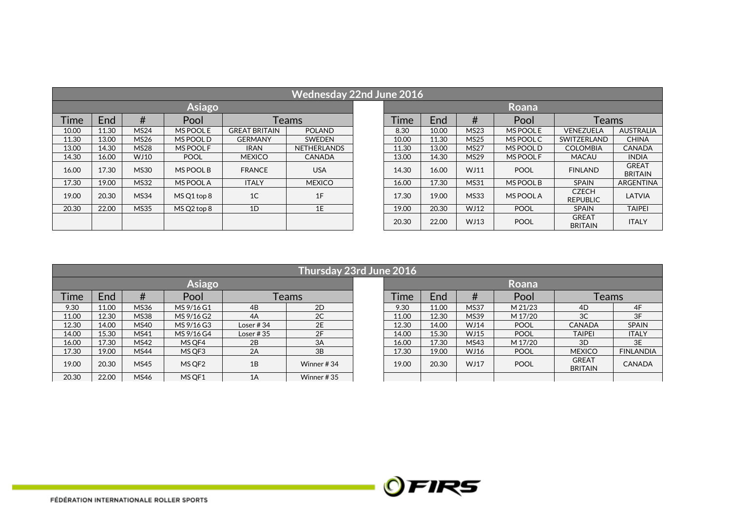## Wednesday 22nd June 2016

| Asiago | | | | | | | Roana | | | | | |
|---|---|---|---|---|---|---|---|---|---|---|---|---|
| Time | End | # | Pool | Teams | | | Time | End | # | Pool | Teams | |
| 10.00 | 11.30 | MS24 | MS POOL E | GREAT BRITAIN | POLAND | | 8.30 | 10.00 | MS23 | MS POOL E | VENEZUELA | AUSTRALIA |
| 11.30 | 13.00 | MS26 | MS POOL D | GERMANY | SWEDEN | | 10.00 | 11.30 | MS25 | MS POOL C | SWITZERLAND | CHINA |
| 13.00 | 14.30 | MS28 | MS POOL F | IRAN | NETHERLANDS | | 11.30 | 13.00 | MS27 | MS POOL D | COLOMBIA | CANADA |
| 14.30 | 16.00 | WJ10 | POOL | MEXICO | CANADA | | 13.00 | 14.30 | MS29 | MS POOL F | MACAU | INDIA |
| 16.00 | 17.30 | MS30 | MS POOL B | FRANCE | USA | | 14.30 | 16.00 | WJ11 | POOL | FINLAND | GREAT BRITAIN |
| 17.30 | 19.00 | MS32 | MS POOL A | ITALY | MEXICO | | 16.00 | 17.30 | MS31 | MS POOL B | SPAIN | ARGENTINA |
| 19.00 | 20.30 | MS34 | MS Q1 top 8 | 1C | 1F | | 17.30 | 19.00 | MS33 | MS POOL A | CZECH REPUBLIC | LATVIA |
| 20.30 | 22.00 | MS35 | MS Q2 top 8 | 1D | 1E | | 19.00 | 20.30 | WJ12 | POOL | SPAIN | TAIPEI |
| | | | | | | | 20.30 | 22.00 | WJ13 | POOL | GREAT BRITAIN | ITALY |

## Thursday 23rd June 2016

| Asiago | | | | | | | Roana | | | | | |
|---|---|---|---|---|---|---|---|---|---|---|---|---|
| Time | End | # | Pool | Teams | | | Time | End | # | Pool | Teams | |
| 9.30 | 11.00 | MS36 | MS 9/16 G1 | 4B | 2D | | 9.30 | 11.00 | MS37 | M 21/23 | 4D | 4F |
| 11.00 | 12.30 | MS38 | MS 9/16 G2 | 4A | 2C | | 11.00 | 12.30 | MS39 | M 17/20 | 3C | 3F |
| 12.30 | 14.00 | MS40 | MS 9/16 G3 | Loser # 34 | 2E | | 12.30 | 14.00 | WJ14 | POOL | CANADA | SPAIN |
| 14.00 | 15.30 | MS41 | MS 9/16 G4 | Loser # 35 | 2F | | 14.00 | 15.30 | WJ15 | POOL | TAIPEI | ITALY |
| 16.00 | 17.30 | MS42 | MS QF4 | 2B | 3A | | 16.00 | 17.30 | MS43 | M 17/20 | 3D | 3E |
| 17.30 | 19.00 | MS44 | MS QF3 | 2A | 3B | | 17.30 | 19.00 | WJ16 | POOL | MEXICO | FINLANDIA |
| 19.00 | 20.30 | MS45 | MS QF2 | 1B | Winner # 34 | | 19.00 | 20.30 | WJ17 | POOL | GREAT BRITAIN | CANADA |
| 20.30 | 22.00 | MS46 | MS QF1 | 1A | Winner # 35 | | | | | | | |

FÉDÉRATION INTERNATIONALE ROLLER SPORTS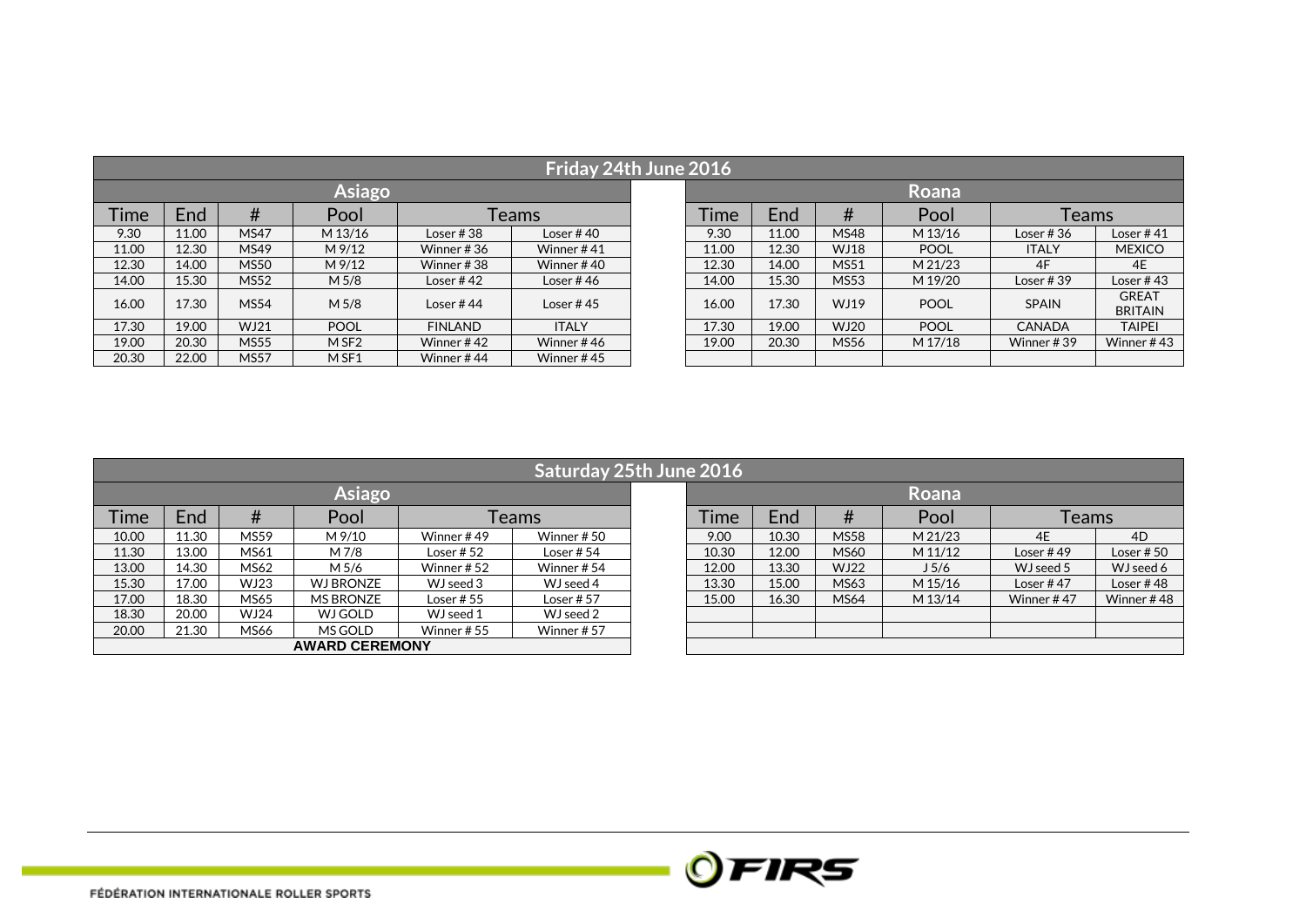## Friday 24th June 2016

| Asiago | | | | | | | Roana | | | | | |
|---|---|---|---|---|---|---|---|---|---|---|---|---|
| Time | End | # | Pool | Teams | | | Time | End | # | Pool | Teams | |
| 9.30 | 11.00 | MS47 | M 13/16 | Loser # 38 | Loser # 40 | | 9.30 | 11.00 | MS48 | M 13/16 | Loser # 36 | Loser # 41 |
| 11.00 | 12.30 | MS49 | M 9/12 | Winner # 36 | Winner # 41 | | 11.00 | 12.30 | WJ18 | POOL | ITALY | MEXICO |
| 12.30 | 14.00 | MS50 | M 9/12 | Winner # 38 | Winner # 40 | | 12.30 | 14.00 | MS51 | M 21/23 | 4F | 4E |
| 14.00 | 15.30 | MS52 | M 5/8 | Loser # 42 | Loser # 46 | | 14.00 | 15.30 | MS53 | M 19/20 | Loser # 39 | Loser # 43 |
| 16.00 | 17.30 | MS54 | M 5/8 | Loser # 44 | Loser # 45 | | 16.00 | 17.30 | WJ19 | POOL | SPAIN | GREAT BRITAIN |
| 17.30 | 19.00 | WJ21 | POOL | FINLAND | ITALY | | 17.30 | 19.00 | WJ20 | POOL | CANADA | TAIPEI |
| 19.00 | 20.30 | MS55 | M SF2 | Winner # 42 | Winner # 46 | | 19.00 | 20.30 | MS56 | M 17/18 | Winner # 39 | Winner # 43 |
| 20.30 | 22.00 | MS57 | M SF1 | Winner # 44 | Winner # 45 | | | | | | | |

## Saturday 25th June 2016

| Asiago | | | | | | | Roana | | | | | |
|---|---|---|---|---|---|---|---|---|---|---|---|---|
| Time | End | # | Pool | Teams | | | Time | End | # | Pool | Teams | |
| 10.00 | 11.30 | MS59 | M 9/10 | Winner # 49 | Winner # 50 | | 9.00 | 10.30 | MS58 | M 21/23 | 4E | 4D |
| 11.30 | 13.00 | MS61 | M 7/8 | Loser # 52 | Loser # 54 | | 10.30 | 12.00 | MS60 | M 11/12 | Loser # 49 | Loser # 50 |
| 13.00 | 14.30 | MS62 | M 5/6 | Winner # 52 | Winner # 54 | | 12.00 | 13.30 | WJ22 | J 5/6 | WJ seed 5 | WJ seed 6 |
| 15.30 | 17.00 | WJ23 | WJ BRONZE | WJ seed 3 | WJ seed 4 | | 13.30 | 15.00 | MS63 | M 15/16 | Loser # 47 | Loser # 48 |
| 17.00 | 18.30 | MS65 | MS BRONZE | Loser # 55 | Loser # 57 | | 15.00 | 16.30 | MS64 | M 13/14 | Winner # 47 | Winner # 48 |
| 18.30 | 20.00 | WJ24 | WJ GOLD | WJ seed 1 | WJ seed 2 | | | | | | | |
| 20.00 | 21.30 | MS66 | MS GOLD | Winner # 55 | Winner # 57 | | | | | | | |
| AWARD CEREMONY | | | | | | | | | | | | |